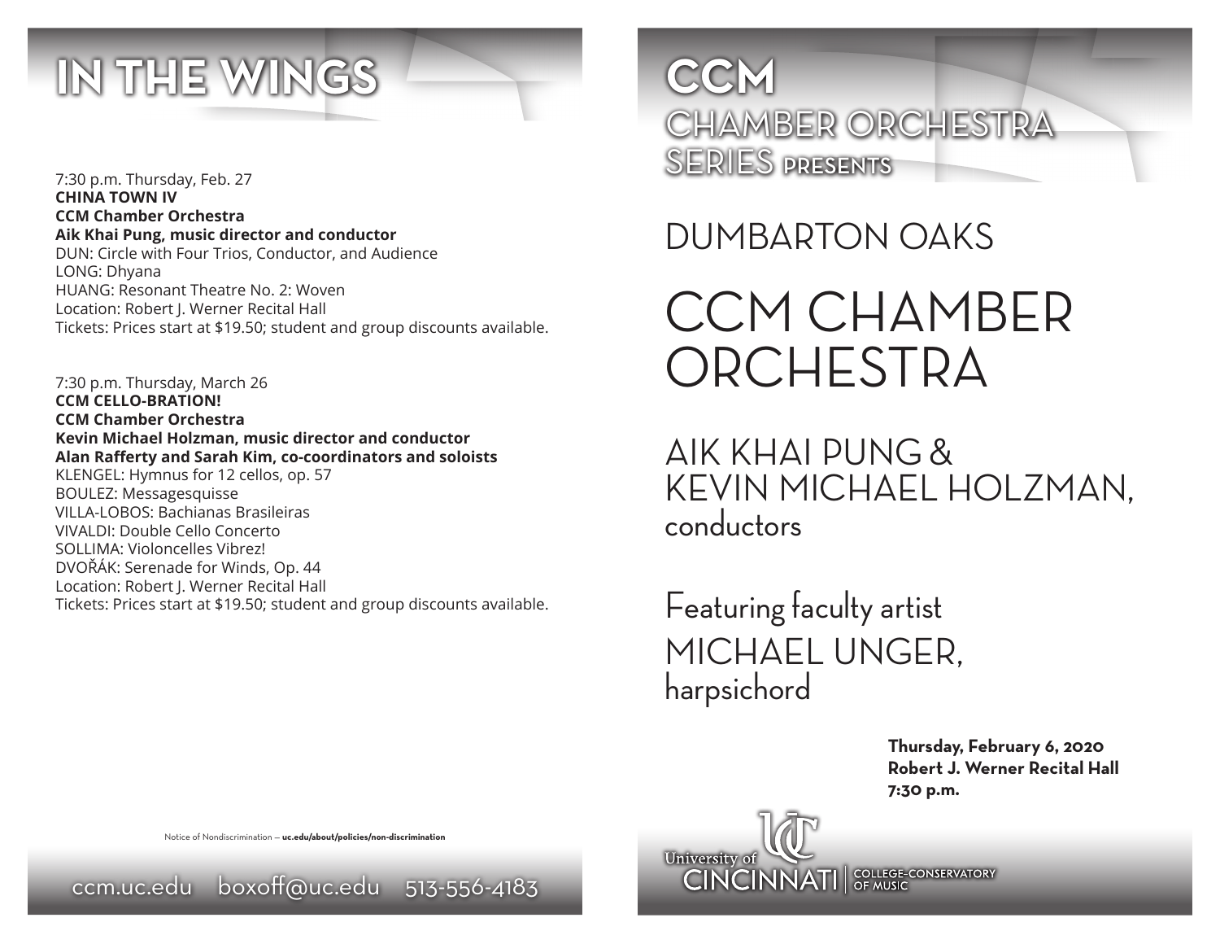# IN THE WINGS

7:30 p.m. Thursday, Feb. 27
**CHINA TOWN IV**
**CCM Chamber Orchestra**
**Aik Khai Pung, music director and conductor**
DUN: Circle with Four Trios, Conductor, and Audience
LONG: Dhyana
HUANG: Resonant Theatre No. 2: Woven
Location: Robert J. Werner Recital Hall
Tickets: Prices start at $19.50; student and group discounts available.

7:30 p.m. Thursday, March 26
**CCM CELLO-BRATION!**
**CCM Chamber Orchestra**
**Kevin Michael Holzman, music director and conductor**
**Alan Rafferty and Sarah Kim, co-coordinators and soloists**
KLENGEL: Hymnus for 12 cellos, op. 57
BOULEZ: Messagesquisse
VILLA-LOBOS: Bachianas Brasileiras
VIVALDI: Double Cello Concerto
SOLLIMA: Violoncelles Vibrez!
DVOŘÁK: Serenade for Winds, Op. 44
Location: Robert J. Werner Recital Hall
Tickets: Prices start at $19.50; student and group discounts available.

Notice of Nondiscrimination — **uc.edu/about/policies/non-discrimination**

ccm.uc.edu boxoff@uc.edu 513-556-4183

# CCM CHAMBER ORCHESTRA SERIES PRESENTS

## DUMBARTON OAKS

# CCM CHAMBER ORCHESTRA

## AIK KHAI PUNG & KEVIN MICHAEL HOLZMAN, conductors

Featuring faculty artist
MICHAEL UNGER, harpsichord

**Thursday, February 6, 2020**
**Robert J. Werner Recital Hall**
**7:30 p.m.**

University of CINCINNATI | COLLEGE-CONSERVATORY OF MUSIC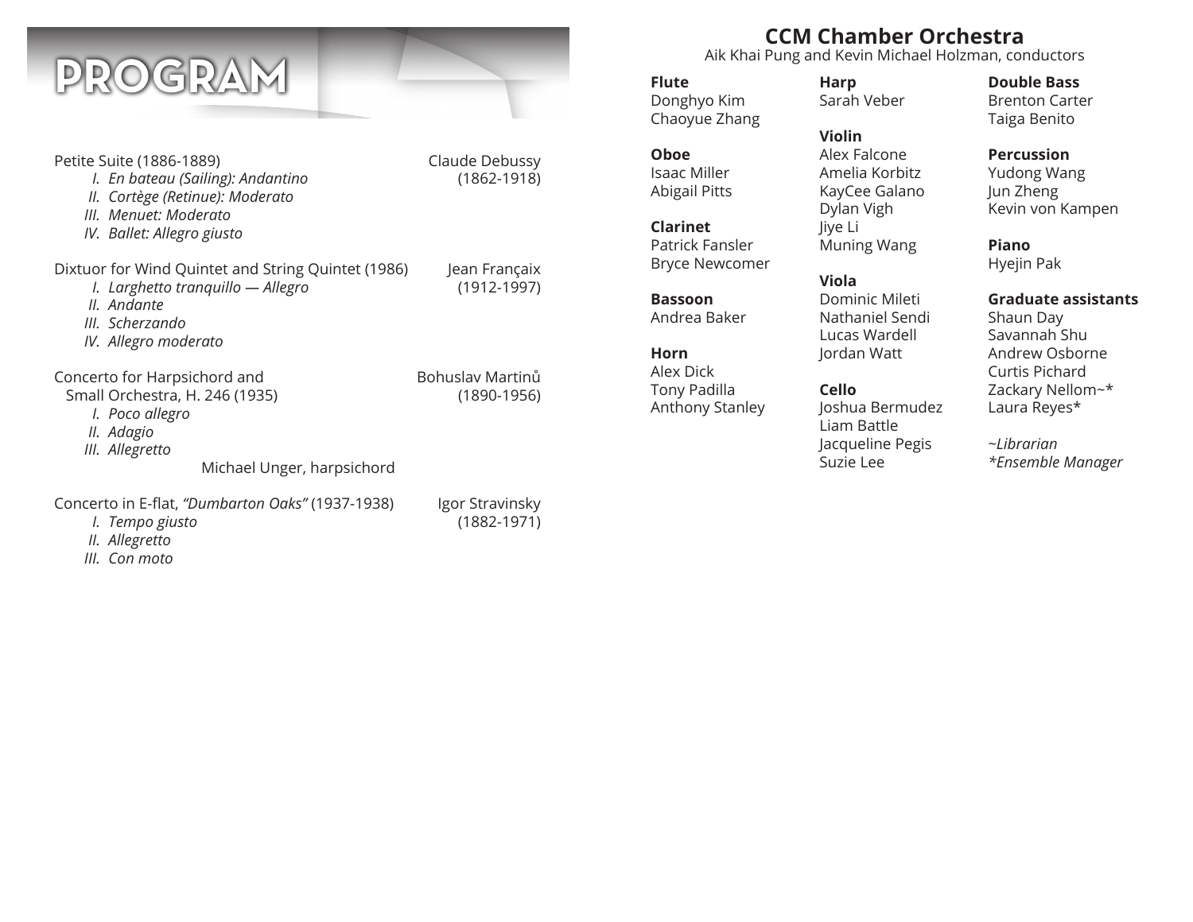# PROGRAM

Petite Suite (1886-1889) — Claude Debussy (1862-1918)

*I. En bateau (Sailing): Andantino*
*II. Cortège (Retinue): Moderato*
*III. Menuet: Moderato*
*IV. Ballet: Allegro giusto*

Dixtuor for Wind Quintet and String Quintet (1986) — Jean Françaix (1912-1997)

*I. Larghetto tranquillo — Allegro*
*II. Andante*
*III. Scherzando*
*IV. Allegro moderato*

Concerto for Harpsichord and Small Orchestra, H. 246 (1935) — Bohuslav Martinů (1890-1956)

*I. Poco allegro*
*II. Adagio*
*III. Allegretto*

Michael Unger, harpsichord

Concerto in E-flat, *"Dumbarton Oaks"* (1937-1938) — Igor Stravinsky (1882-1971)

*I. Tempo giusto*
*II. Allegretto*
*III. Con moto*

## CCM Chamber Orchestra

Aik Khai Pung and Kevin Michael Holzman, conductors

**Flute**
Donghyo Kim
Chaoyue Zhang

**Oboe**
Isaac Miller
Abigail Pitts

**Clarinet**
Patrick Fansler
Bryce Newcomer

**Bassoon**
Andrea Baker

**Horn**
Alex Dick
Tony Padilla
Anthony Stanley

**Harp**
Sarah Veber

**Violin**
Alex Falcone
Amelia Korbitz
KayCee Galano
Dylan Vigh
Jiye Li
Muning Wang

**Viola**
Dominic Mileti
Nathaniel Sendi
Lucas Wardell
Jordan Watt

**Cello**
Joshua Bermudez
Liam Battle
Jacqueline Pegis
Suzie Lee

**Double Bass**
Brenton Carter
Taiga Benito

**Percussion**
Yudong Wang
Jun Zheng
Kevin von Kampen

**Piano**
Hyejin Pak

**Graduate assistants**
Shaun Day
Savannah Shu
Andrew Osborne
Curtis Pichard
Zackary Nellom~*
Laura Reyes*

*~Librarian*
**Ensemble Manager*